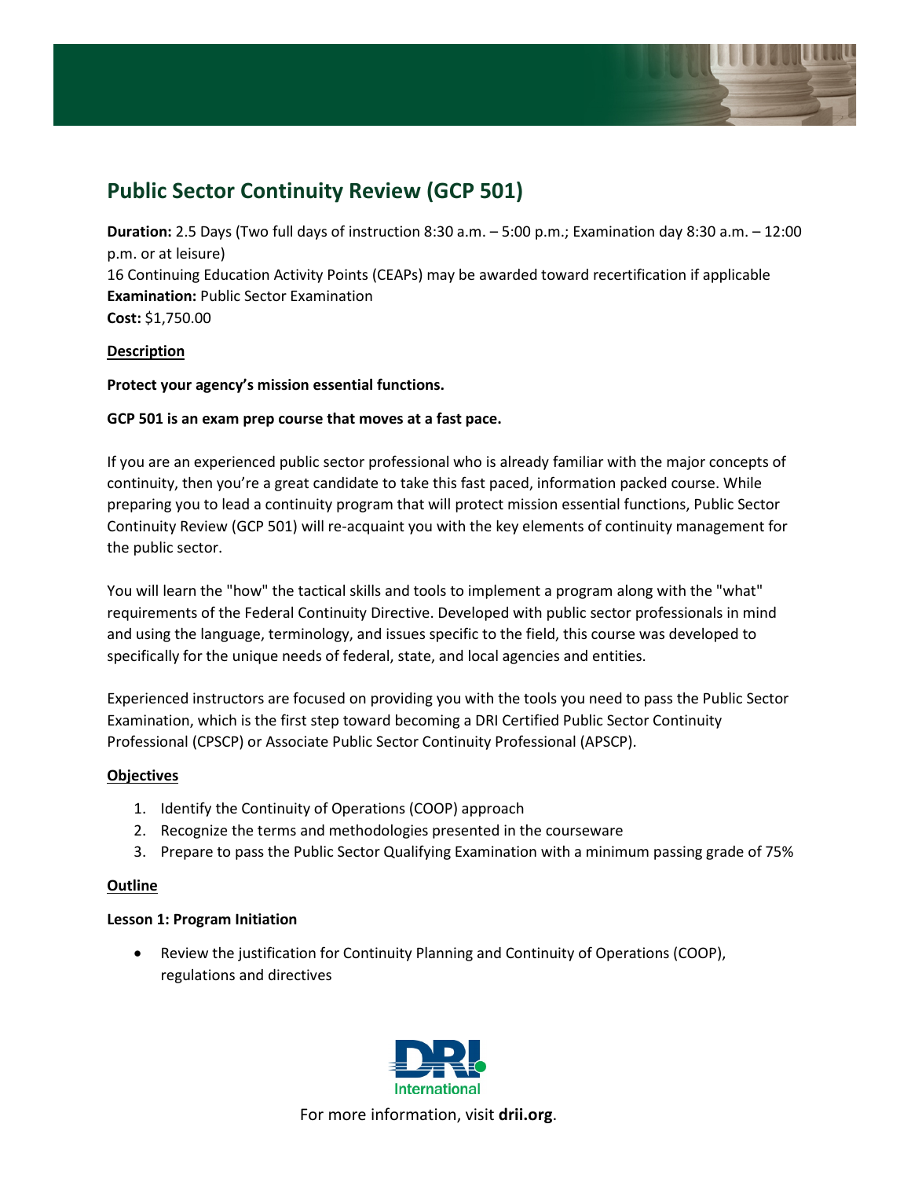# Public Sector Continuity Review (GCP 501)

**Duration:** 2.5 Days (Two full days of instruction 8:30 a.m. – 5:00 p.m.; Examination day 8:30 a.m. – 12:00 p.m. or at leisure)
16 Continuing Education Activity Points (CEAPs) may be awarded toward recertification if applicable
**Examination:** Public Sector Examination
**Cost:** $1,750.00

## Description

**Protect your agency's mission essential functions.**

**GCP 501 is an exam prep course that moves at a fast pace.**

If you are an experienced public sector professional who is already familiar with the major concepts of continuity, then you're a great candidate to take this fast paced, information packed course. While preparing you to lead a continuity program that will protect mission essential functions, Public Sector Continuity Review (GCP 501) will re-acquaint you with the key elements of continuity management for the public sector.

You will learn the "how" the tactical skills and tools to implement a program along with the "what" requirements of the Federal Continuity Directive. Developed with public sector professionals in mind and using the language, terminology, and issues specific to the field, this course was developed to specifically for the unique needs of federal, state, and local agencies and entities.

Experienced instructors are focused on providing you with the tools you need to pass the Public Sector Examination, which is the first step toward becoming a DRI Certified Public Sector Continuity Professional (CPSCP) or Associate Public Sector Continuity Professional (APSCP).

## Objectives

1. Identify the Continuity of Operations (COOP) approach
2. Recognize the terms and methodologies presented in the courseware
3. Prepare to pass the Public Sector Qualifying Examination with a minimum passing grade of 75%

## Outline

### Lesson 1: Program Initiation

- Review the justification for Continuity Planning and Continuity of Operations (COOP), regulations and directives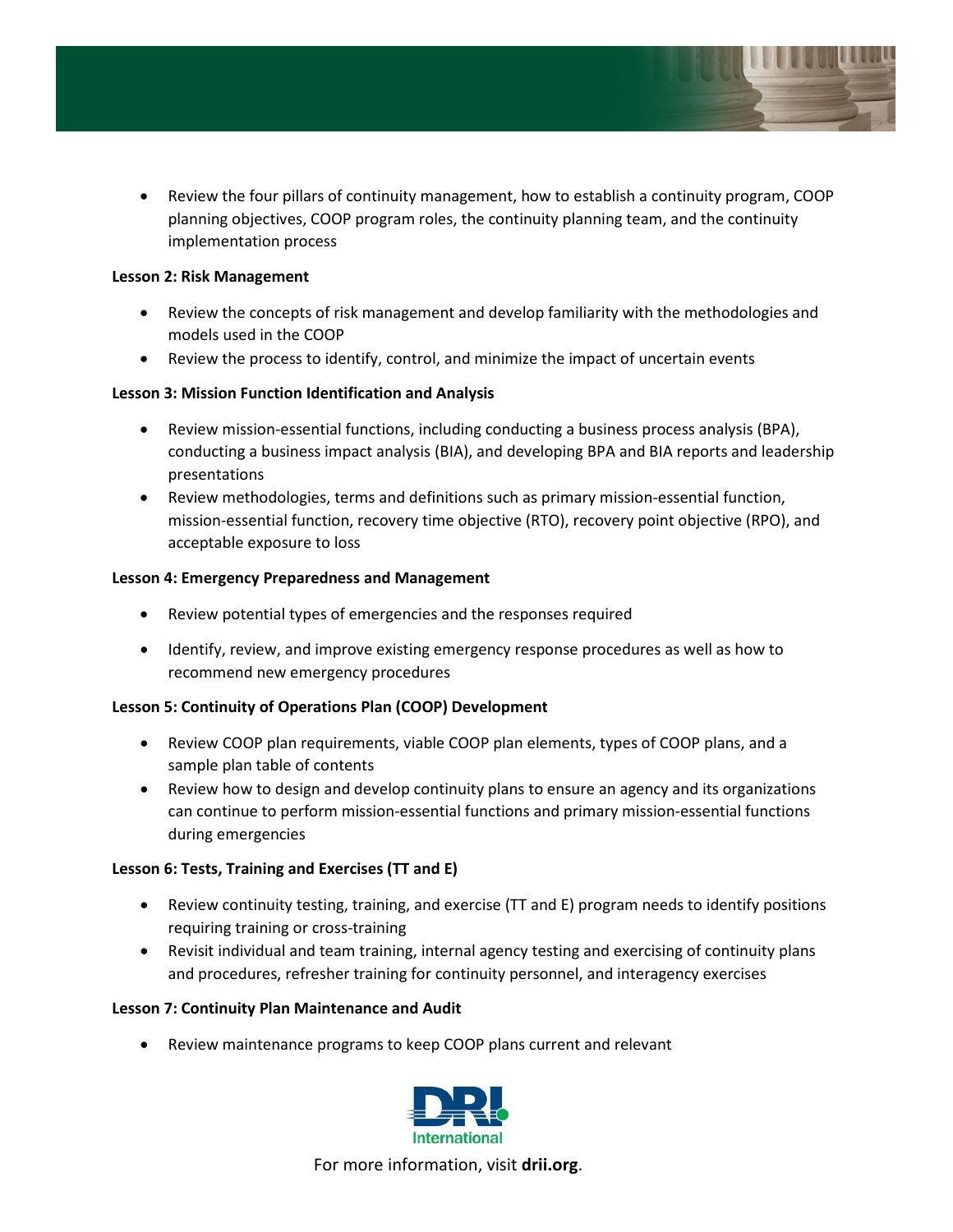- Review the four pillars of continuity management, how to establish a continuity program, COOP planning objectives, COOP program roles, the continuity planning team, and the continuity implementation process

**Lesson 2: Risk Management**

- Review the concepts of risk management and develop familiarity with the methodologies and models used in the COOP
- Review the process to identify, control, and minimize the impact of uncertain events

**Lesson 3: Mission Function Identification and Analysis**

- Review mission-essential functions, including conducting a business process analysis (BPA), conducting a business impact analysis (BIA), and developing BPA and BIA reports and leadership presentations
- Review methodologies, terms and definitions such as primary mission-essential function, mission-essential function, recovery time objective (RTO), recovery point objective (RPO), and acceptable exposure to loss

**Lesson 4: Emergency Preparedness and Management**

- Review potential types of emergencies and the responses required
- Identify, review, and improve existing emergency response procedures as well as how to recommend new emergency procedures

**Lesson 5: Continuity of Operations Plan (COOP) Development**

- Review COOP plan requirements, viable COOP plan elements, types of COOP plans, and a sample plan table of contents
- Review how to design and develop continuity plans to ensure an agency and its organizations can continue to perform mission-essential functions and primary mission-essential functions during emergencies

**Lesson 6: Tests, Training and Exercises (TT and E)**

- Review continuity testing, training, and exercise (TT and E) program needs to identify positions requiring training or cross-training
- Revisit individual and team training, internal agency testing and exercising of continuity plans and procedures, refresher training for continuity personnel, and interagency exercises

**Lesson 7: Continuity Plan Maintenance and Audit**

- Review maintenance programs to keep COOP plans current and relevant

For more information, visit **drii.org**.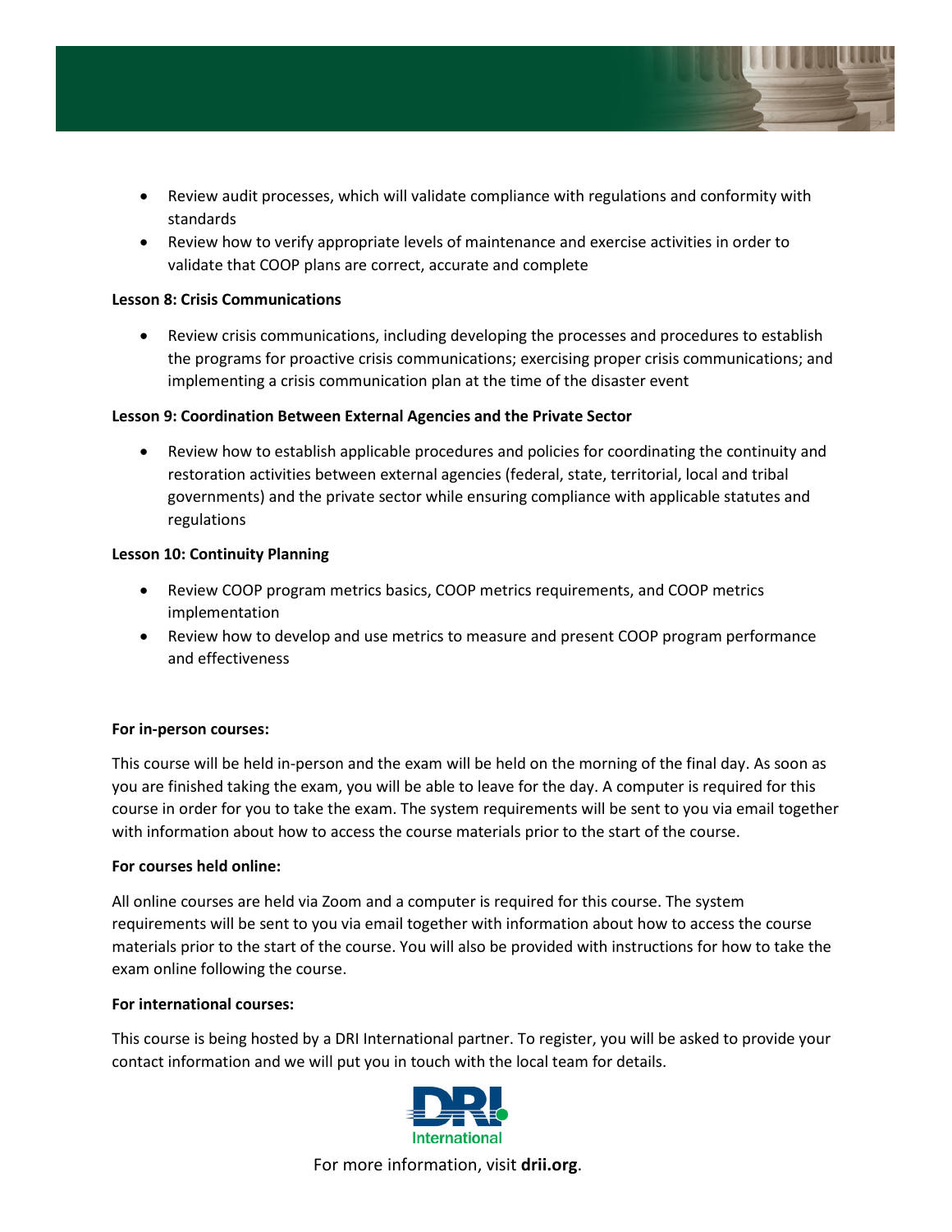- Review audit processes, which will validate compliance with regulations and conformity with standards
- Review how to verify appropriate levels of maintenance and exercise activities in order to validate that COOP plans are correct, accurate and complete

**Lesson 8: Crisis Communications**

- Review crisis communications, including developing the processes and procedures to establish the programs for proactive crisis communications; exercising proper crisis communications; and implementing a crisis communication plan at the time of the disaster event

**Lesson 9: Coordination Between External Agencies and the Private Sector**

- Review how to establish applicable procedures and policies for coordinating the continuity and restoration activities between external agencies (federal, state, territorial, local and tribal governments) and the private sector while ensuring compliance with applicable statutes and regulations

**Lesson 10: Continuity Planning**

- Review COOP program metrics basics, COOP metrics requirements, and COOP metrics implementation
- Review how to develop and use metrics to measure and present COOP program performance and effectiveness

**For in-person courses:**

This course will be held in-person and the exam will be held on the morning of the final day. As soon as you are finished taking the exam, you will be able to leave for the day. A computer is required for this course in order for you to take the exam. The system requirements will be sent to you via email together with information about how to access the course materials prior to the start of the course.

**For courses held online:**

All online courses are held via Zoom and a computer is required for this course. The system requirements will be sent to you via email together with information about how to access the course materials prior to the start of the course. You will also be provided with instructions for how to take the exam online following the course.

**For international courses:**

This course is being hosted by a DRI International partner. To register, you will be asked to provide your contact information and we will put you in touch with the local team for details.

DRI International

For more information, visit **drii.org**.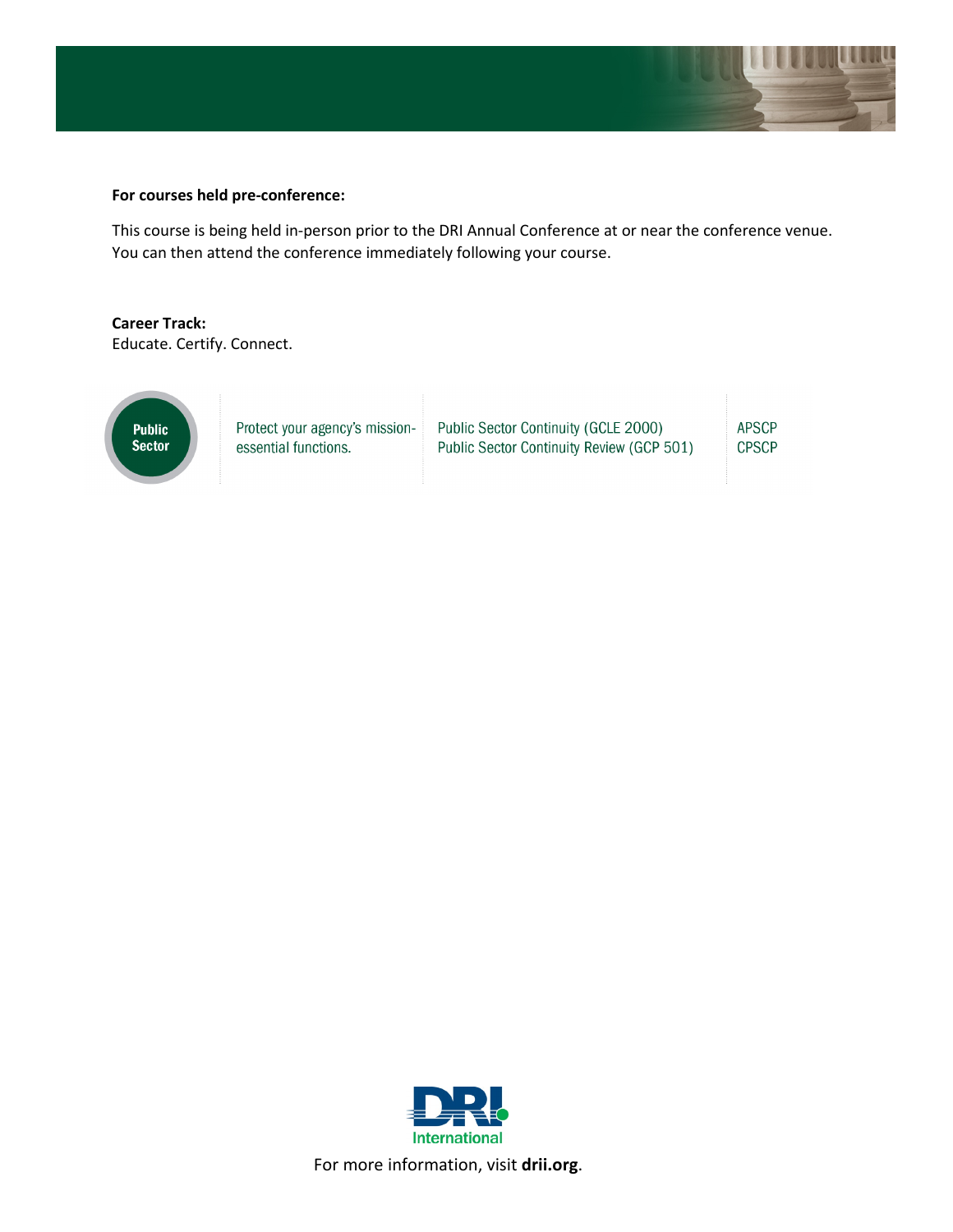**For courses held pre-conference:**

This course is being held in-person prior to the DRI Annual Conference at or near the conference venue. You can then attend the conference immediately following your course.

**Career Track:**
Educate. Certify. Connect.

| | | | |
|---|---|---|---|
| Public Sector | Protect your agency's mission-essential functions. | Public Sector Continuity (GCLE 2000)<br>Public Sector Continuity Review (GCP 501) | APSCP<br>CPSCP |

DRI International

For more information, visit **drii.org**.